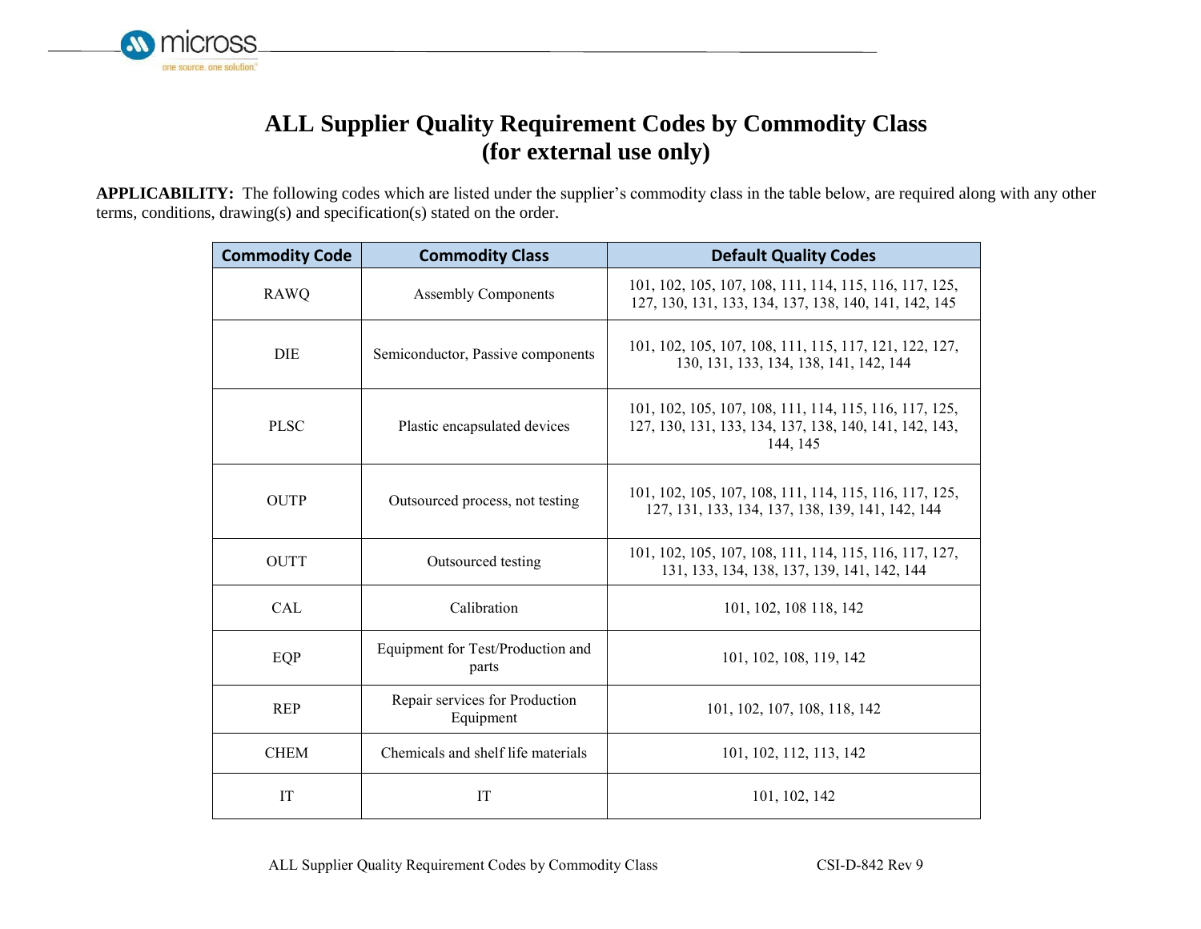# ALL Supplier Quality Requirement Codes by Commodity Class
# (for external use only)

**APPLICABILITY:** The following codes which are listed under the supplier's commodity class in the table below, are required along with any other terms, conditions, drawing(s) and specification(s) stated on the order.

| Commodity Code | Commodity Class | Default Quality Codes |
|---|---|---|
| RAWQ | Assembly Components | 101, 102, 105, 107, 108, 111, 114, 115, 116, 117, 125, 127, 130, 131, 133, 134, 137, 138, 140, 141, 142, 145 |
| DIE | Semiconductor, Passive components | 101, 102, 105, 107, 108, 111, 115, 117, 121, 122, 127, 130, 131, 133, 134, 138, 141, 142, 144 |
| PLSC | Plastic encapsulated devices | 101, 102, 105, 107, 108, 111, 114, 115, 116, 117, 125, 127, 130, 131, 133, 134, 137, 138, 140, 141, 142, 143, 144, 145 |
| OUTP | Outsourced process, not testing | 101, 102, 105, 107, 108, 111, 114, 115, 116, 117, 125, 127, 131, 133, 134, 137, 138, 139, 141, 142, 144 |
| OUTT | Outsourced testing | 101, 102, 105, 107, 108, 111, 114, 115, 116, 117, 127, 131, 133, 134, 138, 137, 139, 141, 142, 144 |
| CAL | Calibration | 101, 102, 108 118, 142 |
| EQP | Equipment for Test/Production and parts | 101, 102, 108, 119, 142 |
| REP | Repair services for Production Equipment | 101, 102, 107, 108, 118, 142 |
| CHEM | Chemicals and shelf life materials | 101, 102, 112, 113, 142 |
| IT | IT | 101, 102, 142 |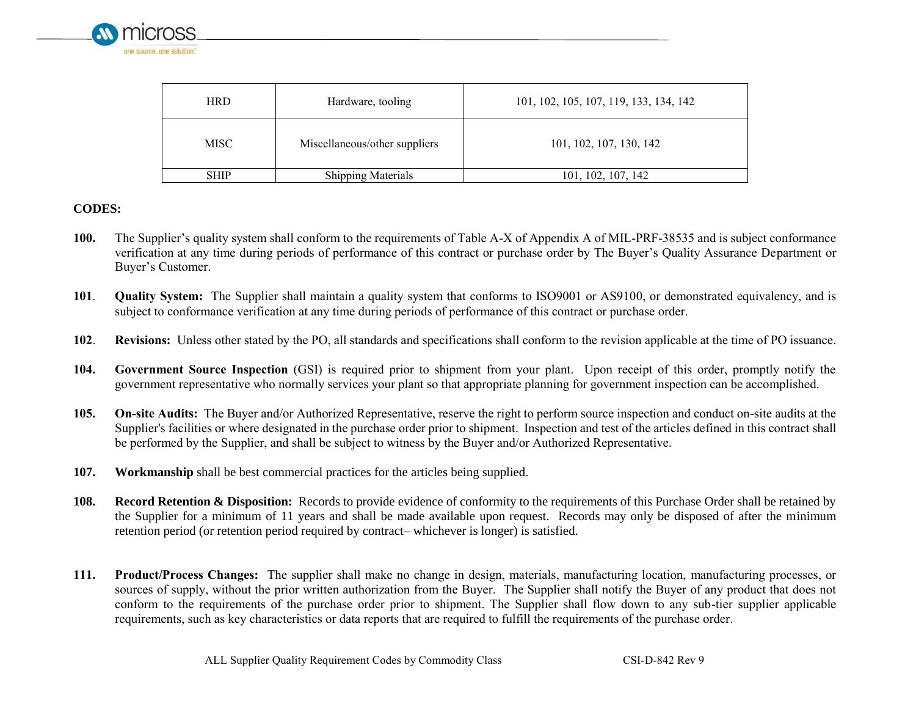| | | |
|---|---|---|
| HRD | Hardware, tooling | 101, 102, 105, 107, 119, 133, 134, 142 |
| MISC | Miscellaneous/other suppliers | 101, 102, 107, 130, 142 |
| SHIP | Shipping Materials | 101, 102, 107, 142 |

**CODES:**

**100.** The Supplier's quality system shall conform to the requirements of Table A-X of Appendix A of MIL-PRF-38535 and is subject conformance verification at any time during periods of performance of this contract or purchase order by The Buyer's Quality Assurance Department or Buyer's Customer.

**101**. **Quality System:** The Supplier shall maintain a quality system that conforms to ISO9001 or AS9100, or demonstrated equivalency, and is subject to conformance verification at any time during periods of performance of this contract or purchase order.

**102**. **Revisions:** Unless other stated by the PO, all standards and specifications shall conform to the revision applicable at the time of PO issuance.

**104.** **Government Source Inspection** (GSI) is required prior to shipment from your plant. Upon receipt of this order, promptly notify the government representative who normally services your plant so that appropriate planning for government inspection can be accomplished.

**105.** **On-site Audits:** The Buyer and/or Authorized Representative, reserve the right to perform source inspection and conduct on-site audits at the Supplier's facilities or where designated in the purchase order prior to shipment. Inspection and test of the articles defined in this contract shall be performed by the Supplier, and shall be subject to witness by the Buyer and/or Authorized Representative.

**107.** **Workmanship** shall be best commercial practices for the articles being supplied.

**108.** **Record Retention & Disposition:** Records to provide evidence of conformity to the requirements of this Purchase Order shall be retained by the Supplier for a minimum of 11 years and shall be made available upon request. Records may only be disposed of after the minimum retention period (or retention period required by contract– whichever is longer) is satisfied.

**111.** **Product/Process Changes:** The supplier shall make no change in design, materials, manufacturing location, manufacturing processes, or sources of supply, without the prior written authorization from the Buyer. The Supplier shall notify the Buyer of any product that does not conform to the requirements of the purchase order prior to shipment. The Supplier shall flow down to any sub-tier supplier applicable requirements, such as key characteristics or data reports that are required to fulfill the requirements of the purchase order.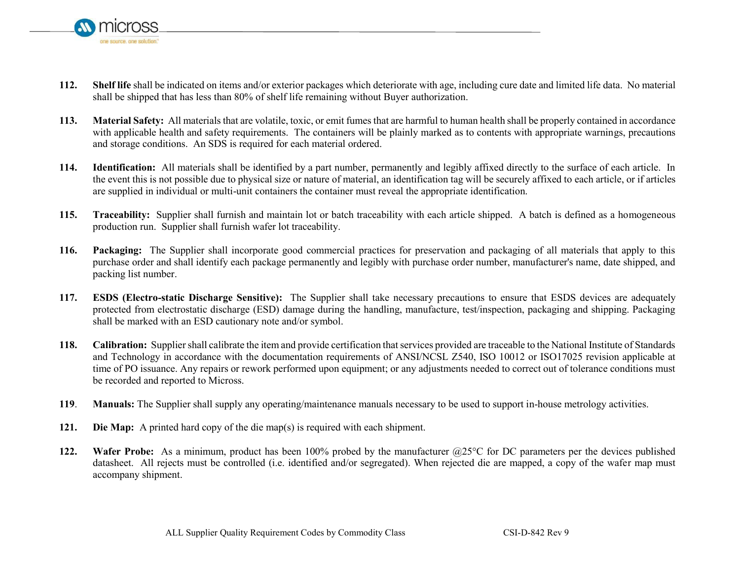**112. Shelf life** shall be indicated on items and/or exterior packages which deteriorate with age, including cure date and limited life data. No material shall be shipped that has less than 80% of shelf life remaining without Buyer authorization.

**113. Material Safety:** All materials that are volatile, toxic, or emit fumes that are harmful to human health shall be properly contained in accordance with applicable health and safety requirements. The containers will be plainly marked as to contents with appropriate warnings, precautions and storage conditions. An SDS is required for each material ordered.

**114. Identification:** All materials shall be identified by a part number, permanently and legibly affixed directly to the surface of each article. In the event this is not possible due to physical size or nature of material, an identification tag will be securely affixed to each article, or if articles are supplied in individual or multi-unit containers the container must reveal the appropriate identification.

**115. Traceability:** Supplier shall furnish and maintain lot or batch traceability with each article shipped. A batch is defined as a homogeneous production run. Supplier shall furnish wafer lot traceability.

**116. Packaging:** The Supplier shall incorporate good commercial practices for preservation and packaging of all materials that apply to this purchase order and shall identify each package permanently and legibly with purchase order number, manufacturer's name, date shipped, and packing list number.

**117. ESDS (Electro-static Discharge Sensitive):** The Supplier shall take necessary precautions to ensure that ESDS devices are adequately protected from electrostatic discharge (ESD) damage during the handling, manufacture, test/inspection, packaging and shipping. Packaging shall be marked with an ESD cautionary note and/or symbol.

**118. Calibration:** Supplier shall calibrate the item and provide certification that services provided are traceable to the National Institute of Standards and Technology in accordance with the documentation requirements of ANSI/NCSL Z540, ISO 10012 or ISO17025 revision applicable at time of PO issuance. Any repairs or rework performed upon equipment; or any adjustments needed to correct out of tolerance conditions must be recorded and reported to Micross.

**119. Manuals:** The Supplier shall supply any operating/maintenance manuals necessary to be used to support in-house metrology activities.

**121. Die Map:** A printed hard copy of the die map(s) is required with each shipment.

**122. Wafer Probe:** As a minimum, product has been 100% probed by the manufacturer @25°C for DC parameters per the devices published datasheet. All rejects must be controlled (i.e. identified and/or segregated). When rejected die are mapped, a copy of the wafer map must accompany shipment.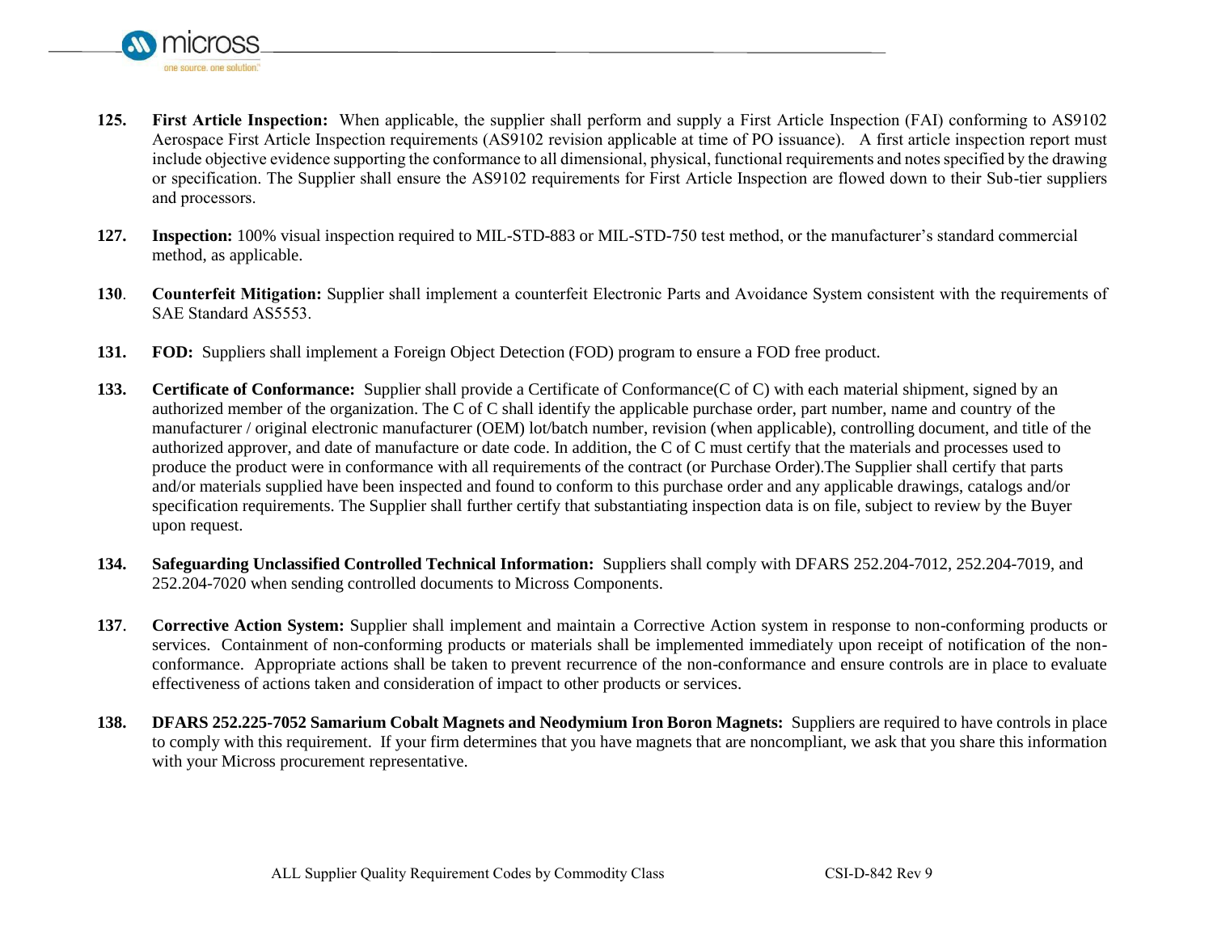**125.** **First Article Inspection:** When applicable, the supplier shall perform and supply a First Article Inspection (FAI) conforming to AS9102 Aerospace First Article Inspection requirements (AS9102 revision applicable at time of PO issuance). A first article inspection report must include objective evidence supporting the conformance to all dimensional, physical, functional requirements and notes specified by the drawing or specification. The Supplier shall ensure the AS9102 requirements for First Article Inspection are flowed down to their Sub-tier suppliers and processors.

**127.** **Inspection:** 100% visual inspection required to MIL-STD-883 or MIL-STD-750 test method, or the manufacturer's standard commercial method, as applicable.

**130**. **Counterfeit Mitigation:** Supplier shall implement a counterfeit Electronic Parts and Avoidance System consistent with the requirements of SAE Standard AS5553.

**131.** **FOD:** Suppliers shall implement a Foreign Object Detection (FOD) program to ensure a FOD free product.

**133.** **Certificate of Conformance:** Supplier shall provide a Certificate of Conformance(C of C) with each material shipment, signed by an authorized member of the organization. The C of C shall identify the applicable purchase order, part number, name and country of the manufacturer / original electronic manufacturer (OEM) lot/batch number, revision (when applicable), controlling document, and title of the authorized approver, and date of manufacture or date code. In addition, the C of C must certify that the materials and processes used to produce the product were in conformance with all requirements of the contract (or Purchase Order).The Supplier shall certify that parts and/or materials supplied have been inspected and found to conform to this purchase order and any applicable drawings, catalogs and/or specification requirements. The Supplier shall further certify that substantiating inspection data is on file, subject to review by the Buyer upon request.

**134.** **Safeguarding Unclassified Controlled Technical Information:** Suppliers shall comply with DFARS 252.204-7012, 252.204-7019, and 252.204-7020 when sending controlled documents to Micross Components.

**137**. **Corrective Action System:** Supplier shall implement and maintain a Corrective Action system in response to non-conforming products or services. Containment of non-conforming products or materials shall be implemented immediately upon receipt of notification of the non-conformance. Appropriate actions shall be taken to prevent recurrence of the non-conformance and ensure controls are in place to evaluate effectiveness of actions taken and consideration of impact to other products or services.

**138.** **DFARS 252.225-7052 Samarium Cobalt Magnets and Neodymium Iron Boron Magnets:** Suppliers are required to have controls in place to comply with this requirement. If your firm determines that you have magnets that are noncompliant, we ask that you share this information with your Micross procurement representative.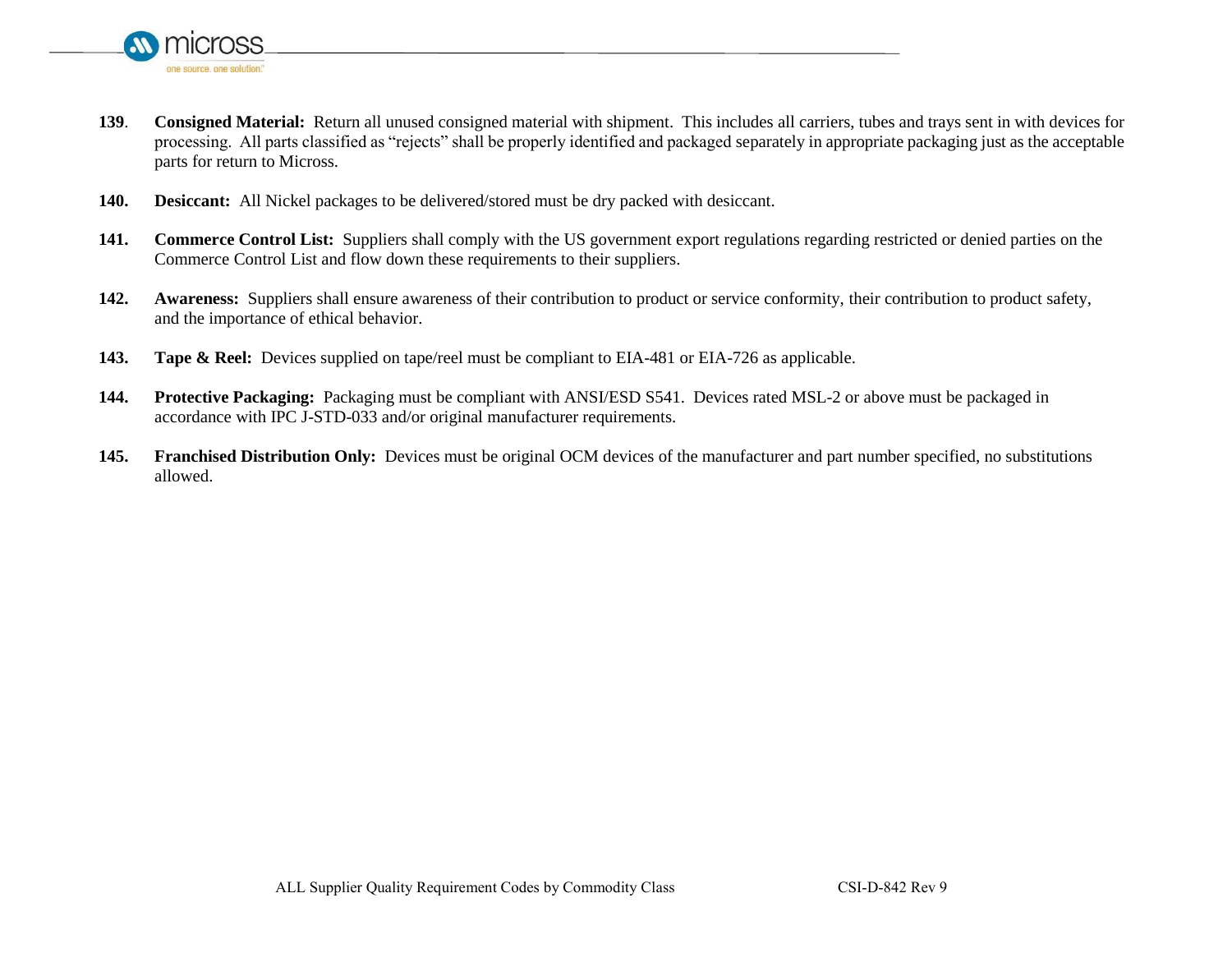**139**. **Consigned Material:** Return all unused consigned material with shipment. This includes all carriers, tubes and trays sent in with devices for processing. All parts classified as "rejects" shall be properly identified and packaged separately in appropriate packaging just as the acceptable parts for return to Micross.

**140.** **Desiccant:** All Nickel packages to be delivered/stored must be dry packed with desiccant.

**141.** **Commerce Control List:** Suppliers shall comply with the US government export regulations regarding restricted or denied parties on the Commerce Control List and flow down these requirements to their suppliers.

**142.** **Awareness:** Suppliers shall ensure awareness of their contribution to product or service conformity, their contribution to product safety, and the importance of ethical behavior.

**143.** **Tape & Reel:** Devices supplied on tape/reel must be compliant to EIA-481 or EIA-726 as applicable.

**144.** **Protective Packaging:** Packaging must be compliant with ANSI/ESD S541. Devices rated MSL-2 or above must be packaged in accordance with IPC J-STD-033 and/or original manufacturer requirements.

**145.** **Franchised Distribution Only:** Devices must be original OCM devices of the manufacturer and part number specified, no substitutions allowed.